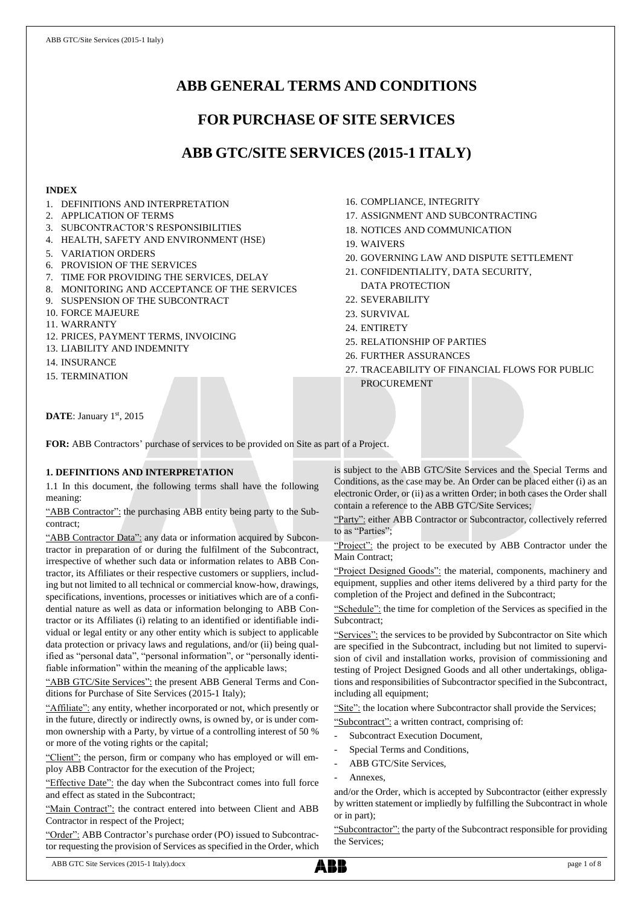# ABB GENERAL TERMS AND CONDITIONS

# FOR PURCHASE OF SITE SERVICES

# ABB GTC/SITE SERVICES (2015-1 ITALY)

**INDEX**

1. DEFINITIONS AND INTERPRETATION
2. APPLICATION OF TERMS
3. SUBCONTRACTOR'S RESPONSIBILITIES
4. HEALTH, SAFETY AND ENVIRONMENT (HSE)
5. VARIATION ORDERS
6. PROVISION OF THE SERVICES
7. TIME FOR PROVIDING THE SERVICES, DELAY
8. MONITORING AND ACCEPTANCE OF THE SERVICES
9. SUSPENSION OF THE SUBCONTRACT
10. FORCE MAJEURE
11. WARRANTY
12. PRICES, PAYMENT TERMS, INVOICING
13. LIABILITY AND INDEMNITY
14. INSURANCE
15. TERMINATION
16. COMPLIANCE, INTEGRITY
17. ASSIGNMENT AND SUBCONTRACTING
18. NOTICES AND COMMUNICATION
19. WAIVERS
20. GOVERNING LAW AND DISPUTE SETTLEMENT
21. CONFIDENTIALITY, DATA SECURITY, DATA PROTECTION
22. SEVERABILITY
23. SURVIVAL
24. ENTIRETY
25. RELATIONSHIP OF PARTIES
26. FURTHER ASSURANCES
27. TRACEABILITY OF FINANCIAL FLOWS FOR PUBLIC PROCUREMENT

**DATE**: January 1st, 2015

**FOR:** ABB Contractors' purchase of services to be provided on Site as part of a Project.

## 1. DEFINITIONS AND INTERPRETATION

1.1 In this document, the following terms shall have the following meaning:

"ABB Contractor": the purchasing ABB entity being party to the Subcontract;

"ABB Contractor Data": any data or information acquired by Subcontractor in preparation of or during the fulfilment of the Subcontract, irrespective of whether such data or information relates to ABB Contractor, its Affiliates or their respective customers or suppliers, including but not limited to all technical or commercial know-how, drawings, specifications, inventions, processes or initiatives which are of a confidential nature as well as data or information belonging to ABB Contractor or its Affiliates (i) relating to an identified or identifiable individual or legal entity or any other entity which is subject to applicable data protection or privacy laws and regulations, and/or (ii) being qualified as "personal data", "personal information", or "personally identifiable information" within the meaning of the applicable laws;

"ABB GTC/Site Services": the present ABB General Terms and Conditions for Purchase of Site Services (2015-1 Italy);

"Affiliate": any entity, whether incorporated or not, which presently or in the future, directly or indirectly owns, is owned by, or is under common ownership with a Party, by virtue of a controlling interest of 50 % or more of the voting rights or the capital;

"Client": the person, firm or company who has employed or will employ ABB Contractor for the execution of the Project;

"Effective Date": the day when the Subcontract comes into full force and effect as stated in the Subcontract;

"Main Contract": the contract entered into between Client and ABB Contractor in respect of the Project;

"Order": ABB Contractor's purchase order (PO) issued to Subcontractor requesting the provision of Services as specified in the Order, which is subject to the ABB GTC/Site Services and the Special Terms and Conditions, as the case may be. An Order can be placed either (i) as an electronic Order, or (ii) as a written Order; in both cases the Order shall contain a reference to the ABB GTC/Site Services;

"Party": either ABB Contractor or Subcontractor, collectively referred to as "Parties";

"Project": the project to be executed by ABB Contractor under the Main Contract;

"Project Designed Goods": the material, components, machinery and equipment, supplies and other items delivered by a third party for the completion of the Project and defined in the Subcontract;

"Schedule": the time for completion of the Services as specified in the Subcontract;

"Services": the services to be provided by Subcontractor on Site which are specified in the Subcontract, including but not limited to supervision of civil and installation works, provision of commissioning and testing of Project Designed Goods and all other undertakings, obligations and responsibilities of Subcontractor specified in the Subcontract, including all equipment;

"Site": the location where Subcontractor shall provide the Services;

"Subcontract": a written contract, comprising of:

- Subcontract Execution Document,
- Special Terms and Conditions,
- ABB GTC/Site Services,
- Annexes,

and/or the Order, which is accepted by Subcontractor (either expressly by written statement or impliedly by fulfilling the Subcontract in whole or in part);

"Subcontractor": the party of the Subcontract responsible for providing the Services;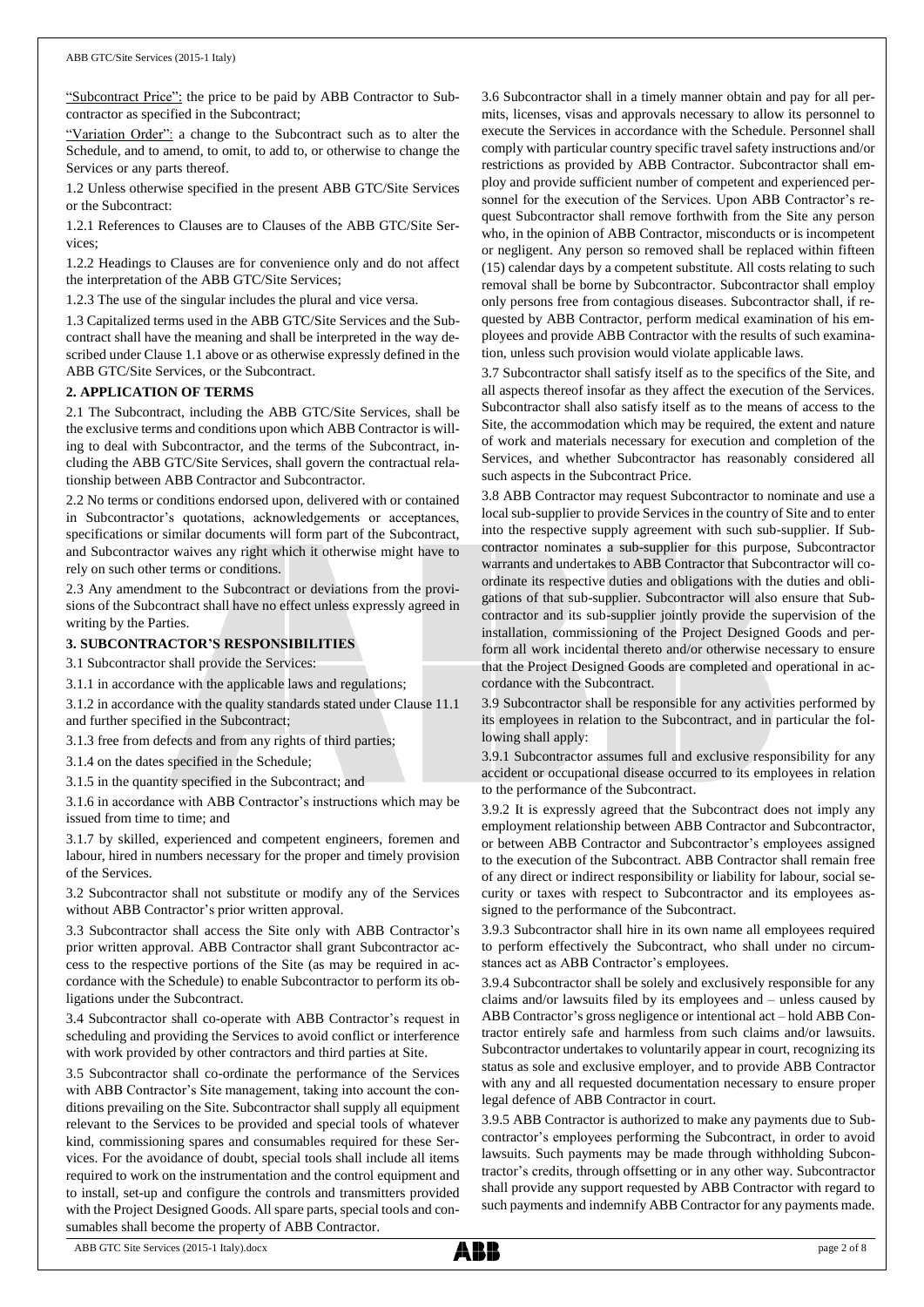"Subcontract Price": the price to be paid by ABB Contractor to Subcontractor as specified in the Subcontract;

"Variation Order": a change to the Subcontract such as to alter the Schedule, and to amend, to omit, to add to, or otherwise to change the Services or any parts thereof.

1.2 Unless otherwise specified in the present ABB GTC/Site Services or the Subcontract:

1.2.1 References to Clauses are to Clauses of the ABB GTC/Site Services;

1.2.2 Headings to Clauses are for convenience only and do not affect the interpretation of the ABB GTC/Site Services;

1.2.3 The use of the singular includes the plural and vice versa.

1.3 Capitalized terms used in the ABB GTC/Site Services and the Subcontract shall have the meaning and shall be interpreted in the way described under Clause 1.1 above or as otherwise expressly defined in the ABB GTC/Site Services, or the Subcontract.

## 2. APPLICATION OF TERMS

2.1 The Subcontract, including the ABB GTC/Site Services, shall be the exclusive terms and conditions upon which ABB Contractor is willing to deal with Subcontractor, and the terms of the Subcontract, including the ABB GTC/Site Services, shall govern the contractual relationship between ABB Contractor and Subcontractor.

2.2 No terms or conditions endorsed upon, delivered with or contained in Subcontractor's quotations, acknowledgements or acceptances, specifications or similar documents will form part of the Subcontract, and Subcontractor waives any right which it otherwise might have to rely on such other terms or conditions.

2.3 Any amendment to the Subcontract or deviations from the provisions of the Subcontract shall have no effect unless expressly agreed in writing by the Parties.

## 3. SUBCONTRACTOR'S RESPONSIBILITIES

3.1 Subcontractor shall provide the Services:

3.1.1 in accordance with the applicable laws and regulations;

3.1.2 in accordance with the quality standards stated under Clause 11.1 and further specified in the Subcontract;

3.1.3 free from defects and from any rights of third parties;

3.1.4 on the dates specified in the Schedule;

3.1.5 in the quantity specified in the Subcontract; and

3.1.6 in accordance with ABB Contractor's instructions which may be issued from time to time; and

3.1.7 by skilled, experienced and competent engineers, foremen and labour, hired in numbers necessary for the proper and timely provision of the Services.

3.2 Subcontractor shall not substitute or modify any of the Services without ABB Contractor's prior written approval.

3.3 Subcontractor shall access the Site only with ABB Contractor's prior written approval. ABB Contractor shall grant Subcontractor access to the respective portions of the Site (as may be required in accordance with the Schedule) to enable Subcontractor to perform its obligations under the Subcontract.

3.4 Subcontractor shall co-operate with ABB Contractor's request in scheduling and providing the Services to avoid conflict or interference with work provided by other contractors and third parties at Site.

3.5 Subcontractor shall co-ordinate the performance of the Services with ABB Contractor's Site management, taking into account the conditions prevailing on the Site. Subcontractor shall supply all equipment relevant to the Services to be provided and special tools of whatever kind, commissioning spares and consumables required for these Services. For the avoidance of doubt, special tools shall include all items required to work on the instrumentation and the control equipment and to install, set-up and configure the controls and transmitters provided with the Project Designed Goods. All spare parts, special tools and consumables shall become the property of ABB Contractor.

3.6 Subcontractor shall in a timely manner obtain and pay for all permits, licenses, visas and approvals necessary to allow its personnel to execute the Services in accordance with the Schedule. Personnel shall comply with particular country specific travel safety instructions and/or restrictions as provided by ABB Contractor. Subcontractor shall employ and provide sufficient number of competent and experienced personnel for the execution of the Services. Upon ABB Contractor's request Subcontractor shall remove forthwith from the Site any person who, in the opinion of ABB Contractor, misconducts or is incompetent or negligent. Any person so removed shall be replaced within fifteen (15) calendar days by a competent substitute. All costs relating to such removal shall be borne by Subcontractor. Subcontractor shall employ only persons free from contagious diseases. Subcontractor shall, if requested by ABB Contractor, perform medical examination of his employees and provide ABB Contractor with the results of such examination, unless such provision would violate applicable laws.

3.7 Subcontractor shall satisfy itself as to the specifics of the Site, and all aspects thereof insofar as they affect the execution of the Services. Subcontractor shall also satisfy itself as to the means of access to the Site, the accommodation which may be required, the extent and nature of work and materials necessary for execution and completion of the Services, and whether Subcontractor has reasonably considered all such aspects in the Subcontract Price.

3.8 ABB Contractor may request Subcontractor to nominate and use a local sub-supplier to provide Services in the country of Site and to enter into the respective supply agreement with such sub-supplier. If Subcontractor nominates a sub-supplier for this purpose, Subcontractor warrants and undertakes to ABB Contractor that Subcontractor will coordinate its respective duties and obligations with the duties and obligations of that sub-supplier. Subcontractor will also ensure that Subcontractor and its sub-supplier jointly provide the supervision of the installation, commissioning of the Project Designed Goods and perform all work incidental thereto and/or otherwise necessary to ensure that the Project Designed Goods are completed and operational in accordance with the Subcontract.

3.9 Subcontractor shall be responsible for any activities performed by its employees in relation to the Subcontract, and in particular the following shall apply:

3.9.1 Subcontractor assumes full and exclusive responsibility for any accident or occupational disease occurred to its employees in relation to the performance of the Subcontract.

3.9.2 It is expressly agreed that the Subcontract does not imply any employment relationship between ABB Contractor and Subcontractor, or between ABB Contractor and Subcontractor's employees assigned to the execution of the Subcontract. ABB Contractor shall remain free of any direct or indirect responsibility or liability for labour, social security or taxes with respect to Subcontractor and its employees assigned to the performance of the Subcontract.

3.9.3 Subcontractor shall hire in its own name all employees required to perform effectively the Subcontract, who shall under no circumstances act as ABB Contractor's employees.

3.9.4 Subcontractor shall be solely and exclusively responsible for any claims and/or lawsuits filed by its employees and – unless caused by ABB Contractor's gross negligence or intentional act – hold ABB Contractor entirely safe and harmless from such claims and/or lawsuits. Subcontractor undertakes to voluntarily appear in court, recognizing its status as sole and exclusive employer, and to provide ABB Contractor with any and all requested documentation necessary to ensure proper legal defence of ABB Contractor in court.

3.9.5 ABB Contractor is authorized to make any payments due to Subcontractor's employees performing the Subcontract, in order to avoid lawsuits. Such payments may be made through withholding Subcontractor's credits, through offsetting or in any other way. Subcontractor shall provide any support requested by ABB Contractor with regard to such payments and indemnify ABB Contractor for any payments made.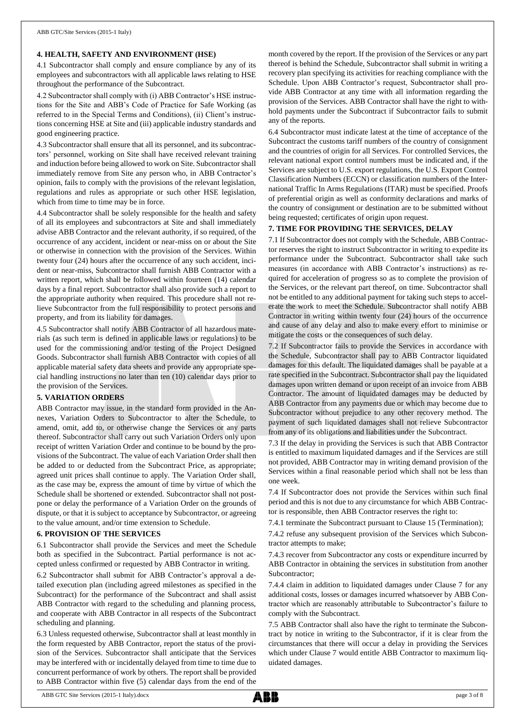## 4. HEALTH, SAFETY AND ENVIRONMENT (HSE)

4.1 Subcontractor shall comply and ensure compliance by any of its employees and subcontractors with all applicable laws relating to HSE throughout the performance of the Subcontract.

4.2 Subcontractor shall comply with (i) ABB Contractor's HSE instructions for the Site and ABB's Code of Practice for Safe Working (as referred to in the Special Terms and Conditions), (ii) Client's instructions concerning HSE at Site and (iii) applicable industry standards and good engineering practice.

4.3 Subcontractor shall ensure that all its personnel, and its subcontractors' personnel, working on Site shall have received relevant training and induction before being allowed to work on Site. Subcontractor shall immediately remove from Site any person who, in ABB Contractor's opinion, fails to comply with the provisions of the relevant legislation, regulations and rules as appropriate or such other HSE legislation, which from time to time may be in force.

4.4 Subcontractor shall be solely responsible for the health and safety of all its employees and subcontractors at Site and shall immediately advise ABB Contractor and the relevant authority, if so required, of the occurrence of any accident, incident or near-miss on or about the Site or otherwise in connection with the provision of the Services. Within twenty four (24) hours after the occurrence of any such accident, incident or near-miss, Subcontractor shall furnish ABB Contractor with a written report, which shall be followed within fourteen (14) calendar days by a final report. Subcontractor shall also provide such a report to the appropriate authority when required. This procedure shall not relieve Subcontractor from the full responsibility to protect persons and property, and from its liability for damages.

4.5 Subcontractor shall notify ABB Contractor of all hazardous materials (as such term is defined in applicable laws or regulations) to be used for the commissioning and/or testing of the Project Designed Goods. Subcontractor shall furnish ABB Contractor with copies of all applicable material safety data sheets and provide any appropriate special handling instructions no later than ten (10) calendar days prior to the provision of the Services.

## 5. VARIATION ORDERS

ABB Contractor may issue, in the standard form provided in the Annexes, Variation Orders to Subcontractor to alter the Schedule, to amend, omit, add to, or otherwise change the Services or any parts thereof. Subcontractor shall carry out such Variation Orders only upon receipt of written Variation Order and continue to be bound by the provisions of the Subcontract. The value of each Variation Order shall then be added to or deducted from the Subcontract Price, as appropriate; agreed unit prices shall continue to apply. The Variation Order shall, as the case may be, express the amount of time by virtue of which the Schedule shall be shortened or extended. Subcontractor shall not postpone or delay the performance of a Variation Order on the grounds of dispute, or that it is subject to acceptance by Subcontractor, or agreeing to the value amount, and/or time extension to Schedule.

## 6. PROVISION OF THE SERVICES

6.1 Subcontractor shall provide the Services and meet the Schedule both as specified in the Subcontract. Partial performance is not accepted unless confirmed or requested by ABB Contractor in writing.

6.2 Subcontractor shall submit for ABB Contractor's approval a detailed execution plan (including agreed milestones as specified in the Subcontract) for the performance of the Subcontract and shall assist ABB Contractor with regard to the scheduling and planning process, and cooperate with ABB Contractor in all respects of the Subcontract scheduling and planning.

6.3 Unless requested otherwise, Subcontractor shall at least monthly in the form requested by ABB Contractor, report the status of the provision of the Services. Subcontractor shall anticipate that the Services may be interfered with or incidentally delayed from time to time due to concurrent performance of work by others. The report shall be provided to ABB Contractor within five (5) calendar days from the end of the month covered by the report. If the provision of the Services or any part thereof is behind the Schedule, Subcontractor shall submit in writing a recovery plan specifying its activities for reaching compliance with the Schedule. Upon ABB Contractor's request, Subcontractor shall provide ABB Contractor at any time with all information regarding the provision of the Services. ABB Contractor shall have the right to withhold payments under the Subcontract if Subcontractor fails to submit any of the reports.

6.4 Subcontractor must indicate latest at the time of acceptance of the Subcontract the customs tariff numbers of the country of consignment and the countries of origin for all Services. For controlled Services, the relevant national export control numbers must be indicated and, if the Services are subject to U.S. export regulations, the U.S. Export Control Classification Numbers (ECCN) or classification numbers of the International Traffic In Arms Regulations (ITAR) must be specified. Proofs of preferential origin as well as conformity declarations and marks of the country of consignment or destination are to be submitted without being requested; certificates of origin upon request.

## 7. TIME FOR PROVIDING THE SERVICES, DELAY

7.1 If Subcontractor does not comply with the Schedule, ABB Contractor reserves the right to instruct Subcontractor in writing to expedite its performance under the Subcontract. Subcontractor shall take such measures (in accordance with ABB Contractor's instructions) as required for acceleration of progress so as to complete the provision of the Services, or the relevant part thereof, on time. Subcontractor shall not be entitled to any additional payment for taking such steps to accelerate the work to meet the Schedule. Subcontractor shall notify ABB Contractor in writing within twenty four (24) hours of the occurrence and cause of any delay and also to make every effort to minimise or mitigate the costs or the consequences of such delay.

7.2 If Subcontractor fails to provide the Services in accordance with the Schedule, Subcontractor shall pay to ABB Contractor liquidated damages for this default. The liquidated damages shall be payable at a rate specified in the Subcontract. Subcontractor shall pay the liquidated damages upon written demand or upon receipt of an invoice from ABB Contractor. The amount of liquidated damages may be deducted by ABB Contractor from any payments due or which may become due to Subcontractor without prejudice to any other recovery method. The payment of such liquidated damages shall not relieve Subcontractor from any of its obligations and liabilities under the Subcontract.

7.3 If the delay in providing the Services is such that ABB Contractor is entitled to maximum liquidated damages and if the Services are still not provided, ABB Contractor may in writing demand provision of the Services within a final reasonable period which shall not be less than one week.

7.4 If Subcontractor does not provide the Services within such final period and this is not due to any circumstance for which ABB Contractor is responsible, then ABB Contractor reserves the right to:

7.4.1 terminate the Subcontract pursuant to Clause 15 (Termination);

7.4.2 refuse any subsequent provision of the Services which Subcontractor attempts to make;

7.4.3 recover from Subcontractor any costs or expenditure incurred by ABB Contractor in obtaining the services in substitution from another Subcontractor;

7.4.4 claim in addition to liquidated damages under Clause 7 for any additional costs, losses or damages incurred whatsoever by ABB Contractor which are reasonably attributable to Subcontractor's failure to comply with the Subcontract.

7.5 ABB Contractor shall also have the right to terminate the Subcontract by notice in writing to the Subcontractor, if it is clear from the circumstances that there will occur a delay in providing the Services which under Clause 7 would entitle ABB Contractor to maximum liquidated damages.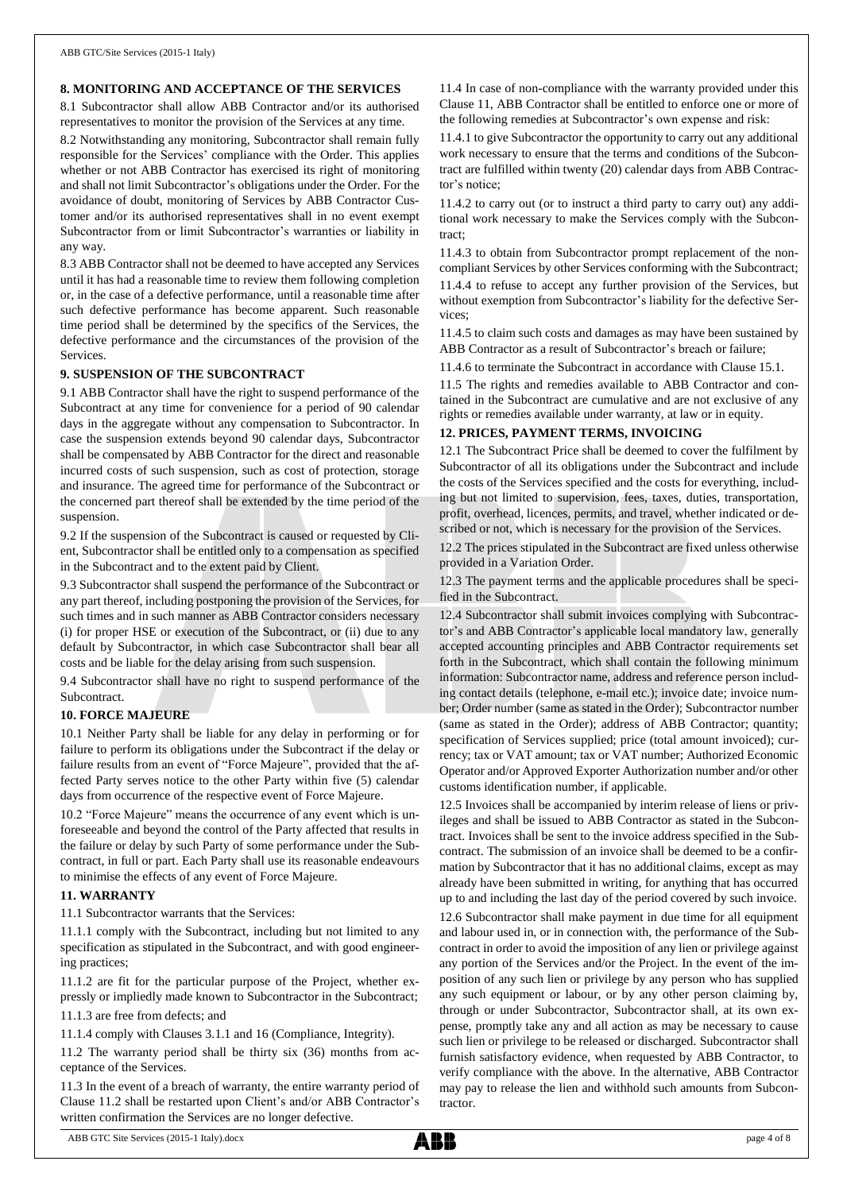## 8. MONITORING AND ACCEPTANCE OF THE SERVICES

8.1 Subcontractor shall allow ABB Contractor and/or its authorised representatives to monitor the provision of the Services at any time.

8.2 Notwithstanding any monitoring, Subcontractor shall remain fully responsible for the Services' compliance with the Order. This applies whether or not ABB Contractor has exercised its right of monitoring and shall not limit Subcontractor's obligations under the Order. For the avoidance of doubt, monitoring of Services by ABB Contractor Customer and/or its authorised representatives shall in no event exempt Subcontractor from or limit Subcontractor's warranties or liability in any way.

8.3 ABB Contractor shall not be deemed to have accepted any Services until it has had a reasonable time to review them following completion or, in the case of a defective performance, until a reasonable time after such defective performance has become apparent. Such reasonable time period shall be determined by the specifics of the Services, the defective performance and the circumstances of the provision of the Services.

## 9. SUSPENSION OF THE SUBCONTRACT

9.1 ABB Contractor shall have the right to suspend performance of the Subcontract at any time for convenience for a period of 90 calendar days in the aggregate without any compensation to Subcontractor. In case the suspension extends beyond 90 calendar days, Subcontractor shall be compensated by ABB Contractor for the direct and reasonable incurred costs of such suspension, such as cost of protection, storage and insurance. The agreed time for performance of the Subcontract or the concerned part thereof shall be extended by the time period of the suspension.

9.2 If the suspension of the Subcontract is caused or requested by Client, Subcontractor shall be entitled only to a compensation as specified in the Subcontract and to the extent paid by Client.

9.3 Subcontractor shall suspend the performance of the Subcontract or any part thereof, including postponing the provision of the Services, for such times and in such manner as ABB Contractor considers necessary (i) for proper HSE or execution of the Subcontract, or (ii) due to any default by Subcontractor, in which case Subcontractor shall bear all costs and be liable for the delay arising from such suspension.

9.4 Subcontractor shall have no right to suspend performance of the Subcontract.

## 10. FORCE MAJEURE

10.1 Neither Party shall be liable for any delay in performing or for failure to perform its obligations under the Subcontract if the delay or failure results from an event of "Force Majeure", provided that the affected Party serves notice to the other Party within five (5) calendar days from occurrence of the respective event of Force Majeure.

10.2 "Force Majeure" means the occurrence of any event which is unforeseeable and beyond the control of the Party affected that results in the failure or delay by such Party of some performance under the Subcontract, in full or part. Each Party shall use its reasonable endeavours to minimise the effects of any event of Force Majeure.

## 11. WARRANTY

11.1 Subcontractor warrants that the Services:

11.1.1 comply with the Subcontract, including but not limited to any specification as stipulated in the Subcontract, and with good engineering practices;

11.1.2 are fit for the particular purpose of the Project, whether expressly or impliedly made known to Subcontractor in the Subcontract;

11.1.3 are free from defects; and

11.1.4 comply with Clauses 3.1.1 and 16 (Compliance, Integrity).

11.2 The warranty period shall be thirty six (36) months from acceptance of the Services.

11.3 In the event of a breach of warranty, the entire warranty period of Clause 11.2 shall be restarted upon Client's and/or ABB Contractor's written confirmation the Services are no longer defective.

11.4 In case of non-compliance with the warranty provided under this Clause 11, ABB Contractor shall be entitled to enforce one or more of the following remedies at Subcontractor's own expense and risk:

11.4.1 to give Subcontractor the opportunity to carry out any additional work necessary to ensure that the terms and conditions of the Subcontract are fulfilled within twenty (20) calendar days from ABB Contractor's notice;

11.4.2 to carry out (or to instruct a third party to carry out) any additional work necessary to make the Services comply with the Subcontract;

11.4.3 to obtain from Subcontractor prompt replacement of the non-compliant Services by other Services conforming with the Subcontract;

11.4.4 to refuse to accept any further provision of the Services, but without exemption from Subcontractor's liability for the defective Services;

11.4.5 to claim such costs and damages as may have been sustained by ABB Contractor as a result of Subcontractor's breach or failure;

11.4.6 to terminate the Subcontract in accordance with Clause 15.1.

11.5 The rights and remedies available to ABB Contractor and contained in the Subcontract are cumulative and are not exclusive of any rights or remedies available under warranty, at law or in equity.

## 12. PRICES, PAYMENT TERMS, INVOICING

12.1 The Subcontract Price shall be deemed to cover the fulfilment by Subcontractor of all its obligations under the Subcontract and include the costs of the Services specified and the costs for everything, including but not limited to supervision, fees, taxes, duties, transportation, profit, overhead, licences, permits, and travel, whether indicated or described or not, which is necessary for the provision of the Services.

12.2 The prices stipulated in the Subcontract are fixed unless otherwise provided in a Variation Order.

12.3 The payment terms and the applicable procedures shall be specified in the Subcontract.

12.4 Subcontractor shall submit invoices complying with Subcontractor's and ABB Contractor's applicable local mandatory law, generally accepted accounting principles and ABB Contractor requirements set forth in the Subcontract, which shall contain the following minimum information: Subcontractor name, address and reference person including contact details (telephone, e-mail etc.); invoice date; invoice number; Order number (same as stated in the Order); Subcontractor number (same as stated in the Order); address of ABB Contractor; quantity; specification of Services supplied; price (total amount invoiced); currency; tax or VAT amount; tax or VAT number; Authorized Economic Operator and/or Approved Exporter Authorization number and/or other customs identification number, if applicable.

12.5 Invoices shall be accompanied by interim release of liens or privileges and shall be issued to ABB Contractor as stated in the Subcontract. Invoices shall be sent to the invoice address specified in the Subcontract. The submission of an invoice shall be deemed to be a confirmation by Subcontractor that it has no additional claims, except as may already have been submitted in writing, for anything that has occurred up to and including the last day of the period covered by such invoice.

12.6 Subcontractor shall make payment in due time for all equipment and labour used in, or in connection with, the performance of the Subcontract in order to avoid the imposition of any lien or privilege against any portion of the Services and/or the Project. In the event of the imposition of any such lien or privilege by any person who has supplied any such equipment or labour, or by any other person claiming by, through or under Subcontractor, Subcontractor shall, at its own expense, promptly take any and all action as may be necessary to cause such lien or privilege to be released or discharged. Subcontractor shall furnish satisfactory evidence, when requested by ABB Contractor, to verify compliance with the above. In the alternative, ABB Contractor may pay to release the lien and withhold such amounts from Subcontractor.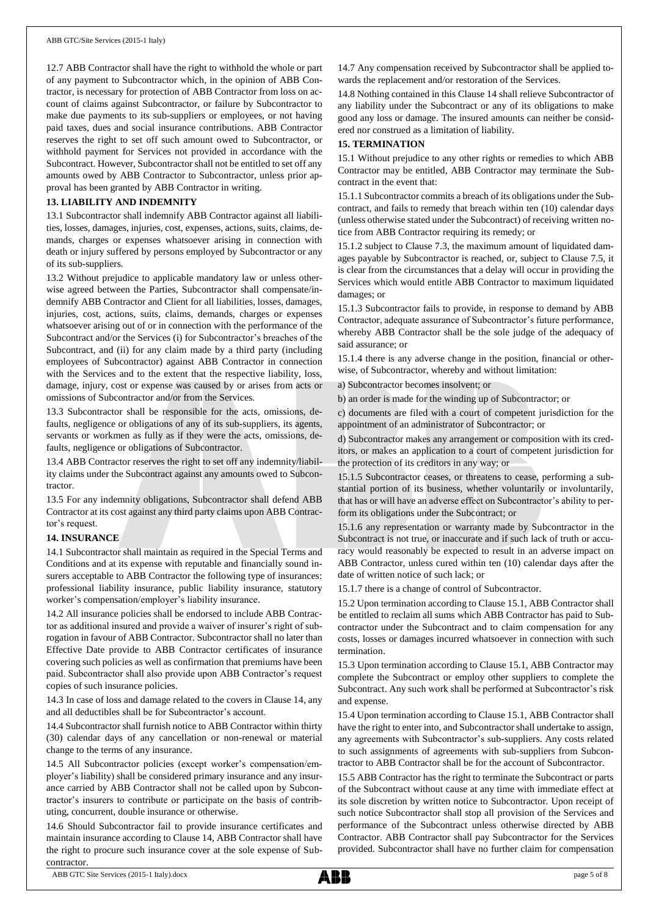12.7 ABB Contractor shall have the right to withhold the whole or part of any payment to Subcontractor which, in the opinion of ABB Contractor, is necessary for protection of ABB Contractor from loss on account of claims against Subcontractor, or failure by Subcontractor to make due payments to its sub-suppliers or employees, or not having paid taxes, dues and social insurance contributions. ABB Contractor reserves the right to set off such amount owed to Subcontractor, or withhold payment for Services not provided in accordance with the Subcontract. However, Subcontractor shall not be entitled to set off any amounts owed by ABB Contractor to Subcontractor, unless prior approval has been granted by ABB Contractor in writing.

**13. LIABILITY AND INDEMNITY**

13.1 Subcontractor shall indemnify ABB Contractor against all liabilities, losses, damages, injuries, cost, expenses, actions, suits, claims, demands, charges or expenses whatsoever arising in connection with death or injury suffered by persons employed by Subcontractor or any of its sub-suppliers.

13.2 Without prejudice to applicable mandatory law or unless otherwise agreed between the Parties, Subcontractor shall compensate/indemnify ABB Contractor and Client for all liabilities, losses, damages, injuries, cost, actions, suits, claims, demands, charges or expenses whatsoever arising out of or in connection with the performance of the Subcontract and/or the Services (i) for Subcontractor's breaches of the Subcontract, and (ii) for any claim made by a third party (including employees of Subcontractor) against ABB Contractor in connection with the Services and to the extent that the respective liability, loss, damage, injury, cost or expense was caused by or arises from acts or omissions of Subcontractor and/or from the Services.

13.3 Subcontractor shall be responsible for the acts, omissions, defaults, negligence or obligations of any of its sub-suppliers, its agents, servants or workmen as fully as if they were the acts, omissions, defaults, negligence or obligations of Subcontractor.

13.4 ABB Contractor reserves the right to set off any indemnity/liability claims under the Subcontract against any amounts owed to Subcontractor.

13.5 For any indemnity obligations, Subcontractor shall defend ABB Contractor at its cost against any third party claims upon ABB Contractor's request.

**14. INSURANCE**

14.1 Subcontractor shall maintain as required in the Special Terms and Conditions and at its expense with reputable and financially sound insurers acceptable to ABB Contractor the following type of insurances: professional liability insurance, public liability insurance, statutory worker's compensation/employer's liability insurance.

14.2 All insurance policies shall be endorsed to include ABB Contractor as additional insured and provide a waiver of insurer's right of subrogation in favour of ABB Contractor. Subcontractor shall no later than Effective Date provide to ABB Contractor certificates of insurance covering such policies as well as confirmation that premiums have been paid. Subcontractor shall also provide upon ABB Contractor's request copies of such insurance policies.

14.3 In case of loss and damage related to the covers in Clause 14, any and all deductibles shall be for Subcontractor's account.

14.4 Subcontractor shall furnish notice to ABB Contractor within thirty (30) calendar days of any cancellation or non-renewal or material change to the terms of any insurance.

14.5 All Subcontractor policies (except worker's compensation/employer's liability) shall be considered primary insurance and any insurance carried by ABB Contractor shall not be called upon by Subcontractor's insurers to contribute or participate on the basis of contributing, concurrent, double insurance or otherwise.

14.6 Should Subcontractor fail to provide insurance certificates and maintain insurance according to Clause 14, ABB Contractor shall have the right to procure such insurance cover at the sole expense of Subcontractor.

14.7 Any compensation received by Subcontractor shall be applied towards the replacement and/or restoration of the Services.

14.8 Nothing contained in this Clause 14 shall relieve Subcontractor of any liability under the Subcontract or any of its obligations to make good any loss or damage. The insured amounts can neither be considered nor construed as a limitation of liability.

**15. TERMINATION**

15.1 Without prejudice to any other rights or remedies to which ABB Contractor may be entitled, ABB Contractor may terminate the Subcontract in the event that:

15.1.1 Subcontractor commits a breach of its obligations under the Subcontract, and fails to remedy that breach within ten (10) calendar days (unless otherwise stated under the Subcontract) of receiving written notice from ABB Contractor requiring its remedy; or

15.1.2 subject to Clause 7.3, the maximum amount of liquidated damages payable by Subcontractor is reached, or, subject to Clause 7.5, it is clear from the circumstances that a delay will occur in providing the Services which would entitle ABB Contractor to maximum liquidated damages; or

15.1.3 Subcontractor fails to provide, in response to demand by ABB Contractor, adequate assurance of Subcontractor's future performance, whereby ABB Contractor shall be the sole judge of the adequacy of said assurance; or

15.1.4 there is any adverse change in the position, financial or otherwise, of Subcontractor, whereby and without limitation:

a) Subcontractor becomes insolvent; or

b) an order is made for the winding up of Subcontractor; or

c) documents are filed with a court of competent jurisdiction for the appointment of an administrator of Subcontractor; or

d) Subcontractor makes any arrangement or composition with its creditors, or makes an application to a court of competent jurisdiction for the protection of its creditors in any way; or

15.1.5 Subcontractor ceases, or threatens to cease, performing a substantial portion of its business, whether voluntarily or involuntarily, that has or will have an adverse effect on Subcontractor's ability to perform its obligations under the Subcontract; or

15.1.6 any representation or warranty made by Subcontractor in the Subcontract is not true, or inaccurate and if such lack of truth or accuracy would reasonably be expected to result in an adverse impact on ABB Contractor, unless cured within ten (10) calendar days after the date of written notice of such lack; or

15.1.7 there is a change of control of Subcontractor.

15.2 Upon termination according to Clause 15.1, ABB Contractor shall be entitled to reclaim all sums which ABB Contractor has paid to Subcontractor under the Subcontract and to claim compensation for any costs, losses or damages incurred whatsoever in connection with such termination.

15.3 Upon termination according to Clause 15.1, ABB Contractor may complete the Subcontract or employ other suppliers to complete the Subcontract. Any such work shall be performed at Subcontractor's risk and expense.

15.4 Upon termination according to Clause 15.1, ABB Contractor shall have the right to enter into, and Subcontractor shall undertake to assign, any agreements with Subcontractor's sub-suppliers. Any costs related to such assignments of agreements with sub-suppliers from Subcontractor to ABB Contractor shall be for the account of Subcontractor.

15.5 ABB Contractor has the right to terminate the Subcontract or parts of the Subcontract without cause at any time with immediate effect at its sole discretion by written notice to Subcontractor. Upon receipt of such notice Subcontractor shall stop all provision of the Services and performance of the Subcontract unless otherwise directed by ABB Contractor. ABB Contractor shall pay Subcontractor for the Services provided. Subcontractor shall have no further claim for compensation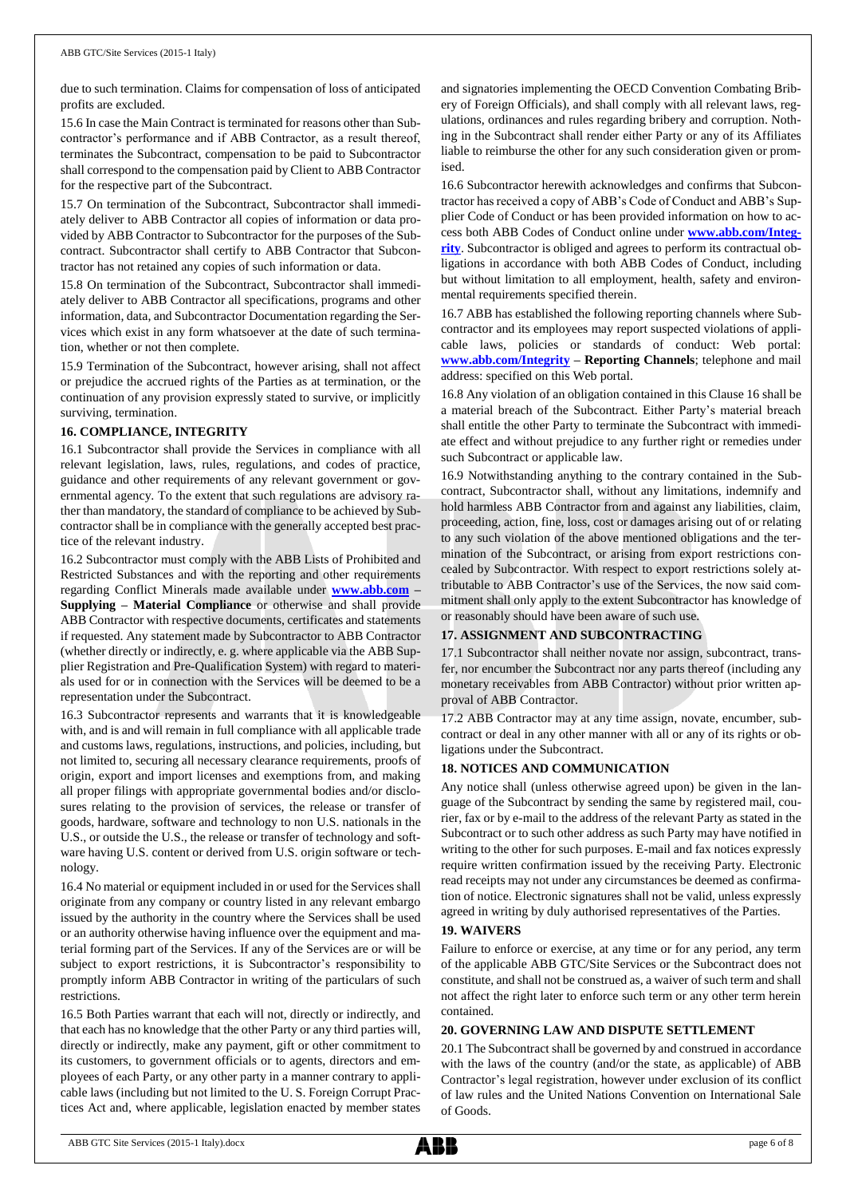due to such termination. Claims for compensation of loss of anticipated profits are excluded.

15.6 In case the Main Contract is terminated for reasons other than Subcontractor's performance and if ABB Contractor, as a result thereof, terminates the Subcontract, compensation to be paid to Subcontractor shall correspond to the compensation paid by Client to ABB Contractor for the respective part of the Subcontract.

15.7 On termination of the Subcontract, Subcontractor shall immediately deliver to ABB Contractor all copies of information or data provided by ABB Contractor to Subcontractor for the purposes of the Subcontract. Subcontractor shall certify to ABB Contractor that Subcontractor has not retained any copies of such information or data.

15.8 On termination of the Subcontract, Subcontractor shall immediately deliver to ABB Contractor all specifications, programs and other information, data, and Subcontractor Documentation regarding the Services which exist in any form whatsoever at the date of such termination, whether or not then complete.

15.9 Termination of the Subcontract, however arising, shall not affect or prejudice the accrued rights of the Parties as at termination, or the continuation of any provision expressly stated to survive, or implicitly surviving, termination.

**16. COMPLIANCE, INTEGRITY**

16.1 Subcontractor shall provide the Services in compliance with all relevant legislation, laws, rules, regulations, and codes of practice, guidance and other requirements of any relevant government or governmental agency. To the extent that such regulations are advisory rather than mandatory, the standard of compliance to be achieved by Subcontractor shall be in compliance with the generally accepted best practice of the relevant industry.

16.2 Subcontractor must comply with the ABB Lists of Prohibited and Restricted Substances and with the reporting and other requirements regarding Conflict Minerals made available under **www.abb.com – Supplying – Material Compliance** or otherwise and shall provide ABB Contractor with respective documents, certificates and statements if requested. Any statement made by Subcontractor to ABB Contractor (whether directly or indirectly, e. g. where applicable via the ABB Supplier Registration and Pre-Qualification System) with regard to materials used for or in connection with the Services will be deemed to be a representation under the Subcontract.

16.3 Subcontractor represents and warrants that it is knowledgeable with, and is and will remain in full compliance with all applicable trade and customs laws, regulations, instructions, and policies, including, but not limited to, securing all necessary clearance requirements, proofs of origin, export and import licenses and exemptions from, and making all proper filings with appropriate governmental bodies and/or disclosures relating to the provision of services, the release or transfer of goods, hardware, software and technology to non U.S. nationals in the U.S., or outside the U.S., the release or transfer of technology and software having U.S. content or derived from U.S. origin software or technology.

16.4 No material or equipment included in or used for the Services shall originate from any company or country listed in any relevant embargo issued by the authority in the country where the Services shall be used or an authority otherwise having influence over the equipment and material forming part of the Services. If any of the Services are or will be subject to export restrictions, it is Subcontractor's responsibility to promptly inform ABB Contractor in writing of the particulars of such restrictions.

16.5 Both Parties warrant that each will not, directly or indirectly, and that each has no knowledge that the other Party or any third parties will, directly or indirectly, make any payment, gift or other commitment to its customers, to government officials or to agents, directors and employees of each Party, or any other party in a manner contrary to applicable laws (including but not limited to the U. S. Foreign Corrupt Practices Act and, where applicable, legislation enacted by member states and signatories implementing the OECD Convention Combating Bribery of Foreign Officials), and shall comply with all relevant laws, regulations, ordinances and rules regarding bribery and corruption. Nothing in the Subcontract shall render either Party or any of its Affiliates liable to reimburse the other for any such consideration given or promised.

16.6 Subcontractor herewith acknowledges and confirms that Subcontractor has received a copy of ABB's Code of Conduct and ABB's Supplier Code of Conduct or has been provided information on how to access both ABB Codes of Conduct online under **www.abb.com/Integrity**. Subcontractor is obliged and agrees to perform its contractual obligations in accordance with both ABB Codes of Conduct, including but without limitation to all employment, health, safety and environmental requirements specified therein.

16.7 ABB has established the following reporting channels where Subcontractor and its employees may report suspected violations of applicable laws, policies or standards of conduct: Web portal: **www.abb.com/Integrity – Reporting Channels**; telephone and mail address: specified on this Web portal.

16.8 Any violation of an obligation contained in this Clause 16 shall be a material breach of the Subcontract. Either Party's material breach shall entitle the other Party to terminate the Subcontract with immediate effect and without prejudice to any further right or remedies under such Subcontract or applicable law.

16.9 Notwithstanding anything to the contrary contained in the Subcontract, Subcontractor shall, without any limitations, indemnify and hold harmless ABB Contractor from and against any liabilities, claim, proceeding, action, fine, loss, cost or damages arising out of or relating to any such violation of the above mentioned obligations and the termination of the Subcontract, or arising from export restrictions concealed by Subcontractor. With respect to export restrictions solely attributable to ABB Contractor's use of the Services, the now said commitment shall only apply to the extent Subcontractor has knowledge of or reasonably should have been aware of such use.

**17. ASSIGNMENT AND SUBCONTRACTING**

17.1 Subcontractor shall neither novate nor assign, subcontract, transfer, nor encumber the Subcontract nor any parts thereof (including any monetary receivables from ABB Contractor) without prior written approval of ABB Contractor.

17.2 ABB Contractor may at any time assign, novate, encumber, subcontract or deal in any other manner with all or any of its rights or obligations under the Subcontract.

**18. NOTICES AND COMMUNICATION**

Any notice shall (unless otherwise agreed upon) be given in the language of the Subcontract by sending the same by registered mail, courier, fax or by e-mail to the address of the relevant Party as stated in the Subcontract or to such other address as such Party may have notified in writing to the other for such purposes. E-mail and fax notices expressly require written confirmation issued by the receiving Party. Electronic read receipts may not under any circumstances be deemed as confirmation of notice. Electronic signatures shall not be valid, unless expressly agreed in writing by duly authorised representatives of the Parties.

**19. WAIVERS**

Failure to enforce or exercise, at any time or for any period, any term of the applicable ABB GTC/Site Services or the Subcontract does not constitute, and shall not be construed as, a waiver of such term and shall not affect the right later to enforce such term or any other term herein contained.

**20. GOVERNING LAW AND DISPUTE SETTLEMENT**

20.1 The Subcontract shall be governed by and construed in accordance with the laws of the country (and/or the state, as applicable) of ABB Contractor's legal registration, however under exclusion of its conflict of law rules and the United Nations Convention on International Sale of Goods.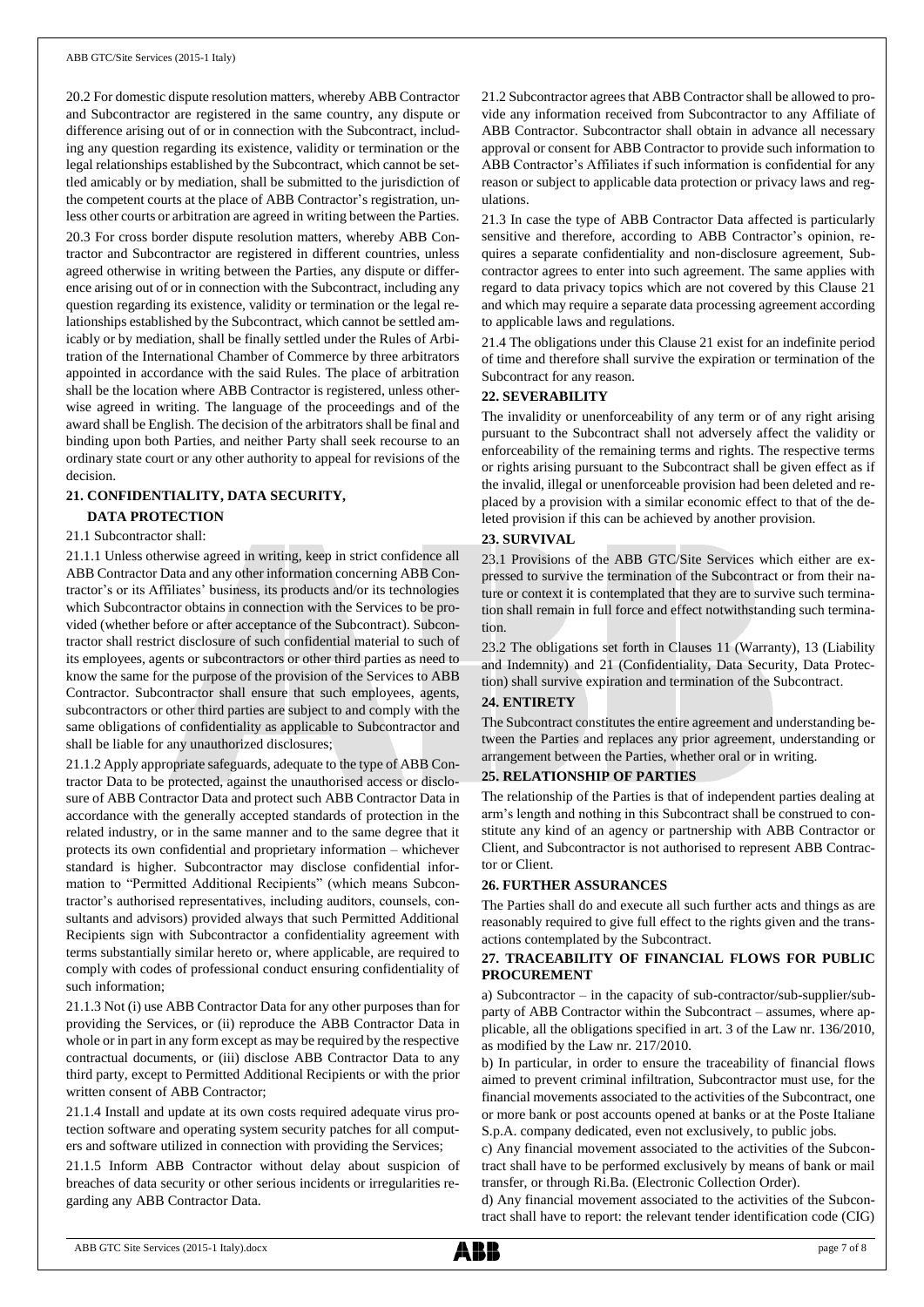20.2 For domestic dispute resolution matters, whereby ABB Contractor and Subcontractor are registered in the same country, any dispute or difference arising out of or in connection with the Subcontract, including any question regarding its existence, validity or termination or the legal relationships established by the Subcontract, which cannot be settled amicably or by mediation, shall be submitted to the jurisdiction of the competent courts at the place of ABB Contractor's registration, unless other courts or arbitration are agreed in writing between the Parties.

20.3 For cross border dispute resolution matters, whereby ABB Contractor and Subcontractor are registered in different countries, unless agreed otherwise in writing between the Parties, any dispute or difference arising out of or in connection with the Subcontract, including any question regarding its existence, validity or termination or the legal relationships established by the Subcontract, which cannot be settled amicably or by mediation, shall be finally settled under the Rules of Arbitration of the International Chamber of Commerce by three arbitrators appointed in accordance with the said Rules. The place of arbitration shall be the location where ABB Contractor is registered, unless otherwise agreed in writing. The language of the proceedings and of the award shall be English. The decision of the arbitrators shall be final and binding upon both Parties, and neither Party shall seek recourse to an ordinary state court or any other authority to appeal for revisions of the decision.

## 21. CONFIDENTIALITY, DATA SECURITY, DATA PROTECTION

21.1 Subcontractor shall:

21.1.1 Unless otherwise agreed in writing, keep in strict confidence all ABB Contractor Data and any other information concerning ABB Contractor's or its Affiliates' business, its products and/or its technologies which Subcontractor obtains in connection with the Services to be provided (whether before or after acceptance of the Subcontract). Subcontractor shall restrict disclosure of such confidential material to such of its employees, agents or subcontractors or other third parties as need to know the same for the purpose of the provision of the Services to ABB Contractor. Subcontractor shall ensure that such employees, agents, subcontractors or other third parties are subject to and comply with the same obligations of confidentiality as applicable to Subcontractor and shall be liable for any unauthorized disclosures;

21.1.2 Apply appropriate safeguards, adequate to the type of ABB Contractor Data to be protected, against the unauthorised access or disclosure of ABB Contractor Data and protect such ABB Contractor Data in accordance with the generally accepted standards of protection in the related industry, or in the same manner and to the same degree that it protects its own confidential and proprietary information – whichever standard is higher. Subcontractor may disclose confidential information to "Permitted Additional Recipients" (which means Subcontractor's authorised representatives, including auditors, counsels, consultants and advisors) provided always that such Permitted Additional Recipients sign with Subcontractor a confidentiality agreement with terms substantially similar hereto or, where applicable, are required to comply with codes of professional conduct ensuring confidentiality of such information;

21.1.3 Not (i) use ABB Contractor Data for any other purposes than for providing the Services, or (ii) reproduce the ABB Contractor Data in whole or in part in any form except as may be required by the respective contractual documents, or (iii) disclose ABB Contractor Data to any third party, except to Permitted Additional Recipients or with the prior written consent of ABB Contractor;

21.1.4 Install and update at its own costs required adequate virus protection software and operating system security patches for all computers and software utilized in connection with providing the Services;

21.1.5 Inform ABB Contractor without delay about suspicion of breaches of data security or other serious incidents or irregularities regarding any ABB Contractor Data.

21.2 Subcontractor agrees that ABB Contractor shall be allowed to provide any information received from Subcontractor to any Affiliate of ABB Contractor. Subcontractor shall obtain in advance all necessary approval or consent for ABB Contractor to provide such information to ABB Contractor's Affiliates if such information is confidential for any reason or subject to applicable data protection or privacy laws and regulations.

21.3 In case the type of ABB Contractor Data affected is particularly sensitive and therefore, according to ABB Contractor's opinion, requires a separate confidentiality and non-disclosure agreement, Subcontractor agrees to enter into such agreement. The same applies with regard to data privacy topics which are not covered by this Clause 21 and which may require a separate data processing agreement according to applicable laws and regulations.

21.4 The obligations under this Clause 21 exist for an indefinite period of time and therefore shall survive the expiration or termination of the Subcontract for any reason.

## 22. SEVERABILITY

The invalidity or unenforceability of any term or of any right arising pursuant to the Subcontract shall not adversely affect the validity or enforceability of the remaining terms and rights. The respective terms or rights arising pursuant to the Subcontract shall be given effect as if the invalid, illegal or unenforceable provision had been deleted and replaced by a provision with a similar economic effect to that of the deleted provision if this can be achieved by another provision.

## 23. SURVIVAL

23.1 Provisions of the ABB GTC/Site Services which either are expressed to survive the termination of the Subcontract or from their nature or context it is contemplated that they are to survive such termination shall remain in full force and effect notwithstanding such termination.

23.2 The obligations set forth in Clauses 11 (Warranty), 13 (Liability and Indemnity) and 21 (Confidentiality, Data Security, Data Protection) shall survive expiration and termination of the Subcontract.

## 24. ENTIRETY

The Subcontract constitutes the entire agreement and understanding between the Parties and replaces any prior agreement, understanding or arrangement between the Parties, whether oral or in writing.

## 25. RELATIONSHIP OF PARTIES

The relationship of the Parties is that of independent parties dealing at arm's length and nothing in this Subcontract shall be construed to constitute any kind of an agency or partnership with ABB Contractor or Client, and Subcontractor is not authorised to represent ABB Contractor or Client.

## 26. FURTHER ASSURANCES

The Parties shall do and execute all such further acts and things as are reasonably required to give full effect to the rights given and the transactions contemplated by the Subcontract.

## 27. TRACEABILITY OF FINANCIAL FLOWS FOR PUBLIC PROCUREMENT

a) Subcontractor – in the capacity of sub-contractor/sub-supplier/subparty of ABB Contractor within the Subcontract – assumes, where applicable, all the obligations specified in art. 3 of the Law nr. 136/2010, as modified by the Law nr. 217/2010.

b) In particular, in order to ensure the traceability of financial flows aimed to prevent criminal infiltration, Subcontractor must use, for the financial movements associated to the activities of the Subcontract, one or more bank or post accounts opened at banks or at the Poste Italiane S.p.A. company dedicated, even not exclusively, to public jobs.

c) Any financial movement associated to the activities of the Subcontract shall have to be performed exclusively by means of bank or mail transfer, or through Ri.Ba. (Electronic Collection Order).

d) Any financial movement associated to the activities of the Subcontract shall have to report: the relevant tender identification code (CIG)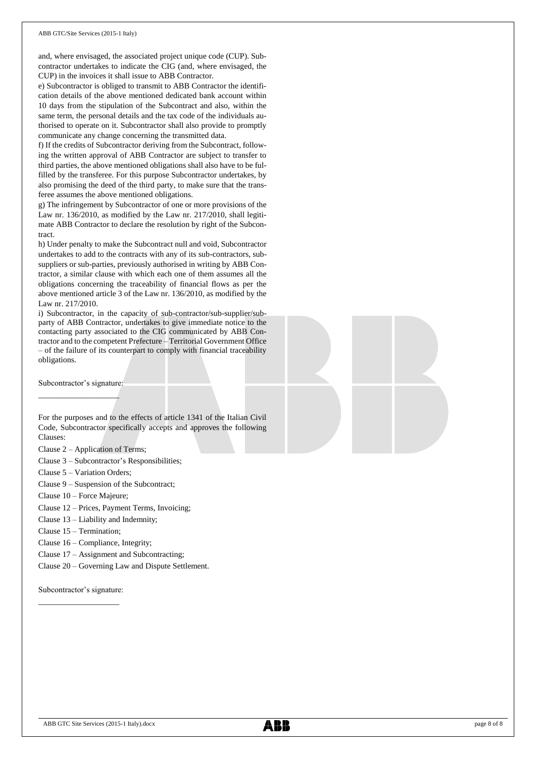and, where envisaged, the associated project unique code (CUP). Subcontractor undertakes to indicate the CIG (and, where envisaged, the CUP) in the invoices it shall issue to ABB Contractor.

e) Subcontractor is obliged to transmit to ABB Contractor the identification details of the above mentioned dedicated bank account within 10 days from the stipulation of the Subcontract and also, within the same term, the personal details and the tax code of the individuals authorised to operate on it. Subcontractor shall also provide to promptly communicate any change concerning the transmitted data.

f) If the credits of Subcontractor deriving from the Subcontract, following the written approval of ABB Contractor are subject to transfer to third parties, the above mentioned obligations shall also have to be fulfilled by the transferee. For this purpose Subcontractor undertakes, by also promising the deed of the third party, to make sure that the transferee assumes the above mentioned obligations.

g) The infringement by Subcontractor of one or more provisions of the Law nr. 136/2010, as modified by the Law nr. 217/2010, shall legitimate ABB Contractor to declare the resolution by right of the Subcontract.

h) Under penalty to make the Subcontract null and void, Subcontractor undertakes to add to the contracts with any of its sub-contractors, sub-suppliers or sub-parties, previously authorised in writing by ABB Contractor, a similar clause with which each one of them assumes all the obligations concerning the traceability of financial flows as per the above mentioned article 3 of the Law nr. 136/2010, as modified by the Law nr. 217/2010.

i) Subcontractor, in the capacity of sub-contractor/sub-supplier/sub-party of ABB Contractor, undertakes to give immediate notice to the contacting party associated to the CIG communicated by ABB Contractor and to the competent Prefecture – Territorial Government Office – of the failure of its counterpart to comply with financial traceability obligations.

Subcontractor's signature:

\_\_\_\_\_\_\_\_\_\_\_\_\_\_\_\_\_\_\_\_

For the purposes and to the effects of article 1341 of the Italian Civil Code, Subcontractor specifically accepts and approves the following Clauses:

Clause 2 – Application of Terms;

Clause 3 – Subcontractor's Responsibilities;

Clause 5 – Variation Orders;

Clause 9 – Suspension of the Subcontract;

Clause 10 – Force Majeure;

Clause 12 – Prices, Payment Terms, Invoicing;

Clause 13 – Liability and Indemnity;

Clause 15 – Termination;

Clause 16 – Compliance, Integrity;

Clause 17 – Assignment and Subcontracting;

Clause 20 – Governing Law and Dispute Settlement.

Subcontractor's signature:

\_\_\_\_\_\_\_\_\_\_\_\_\_\_\_\_\_\_\_\_